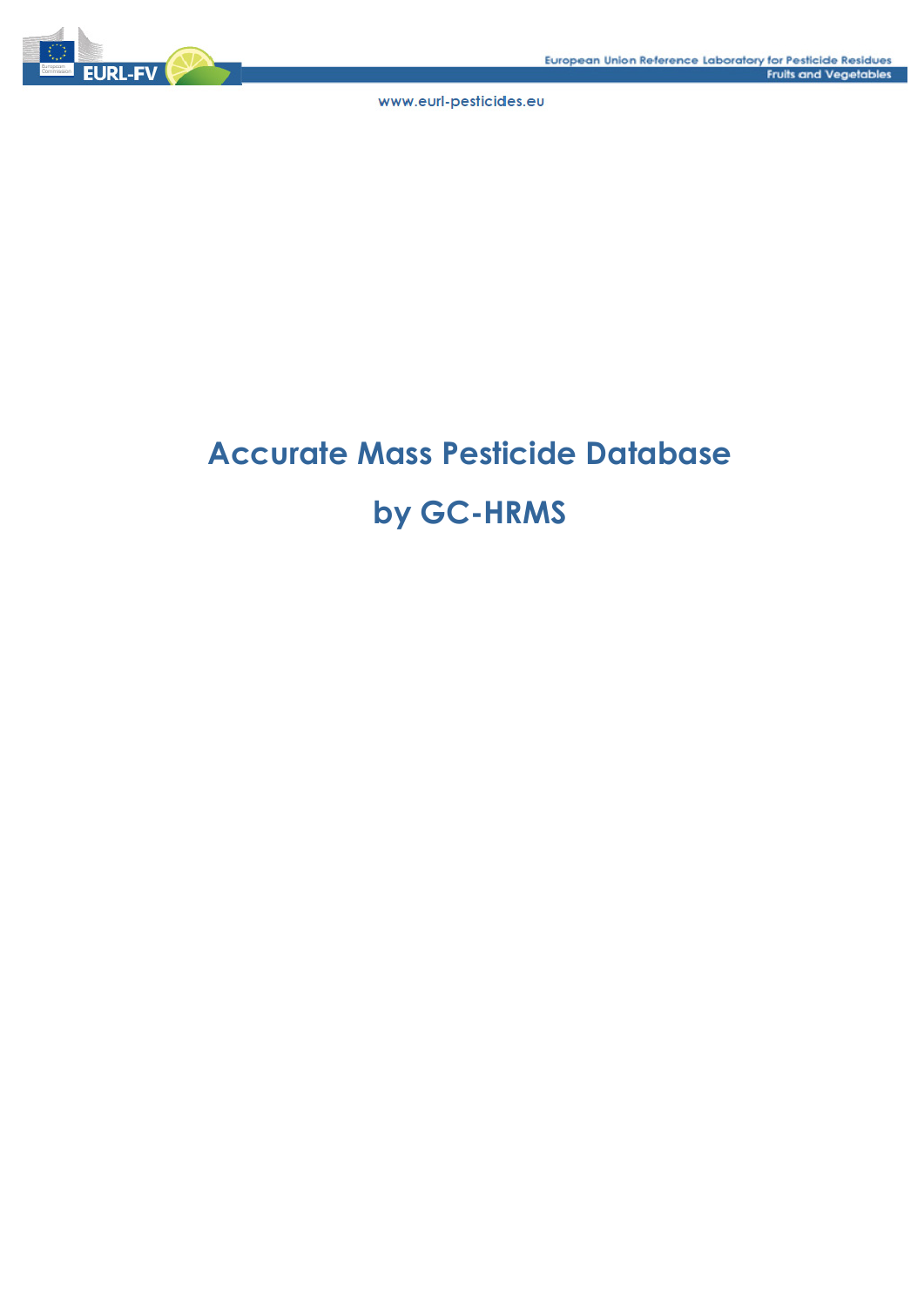# Accurate Mass Pesticide Database

# by GC-HRMS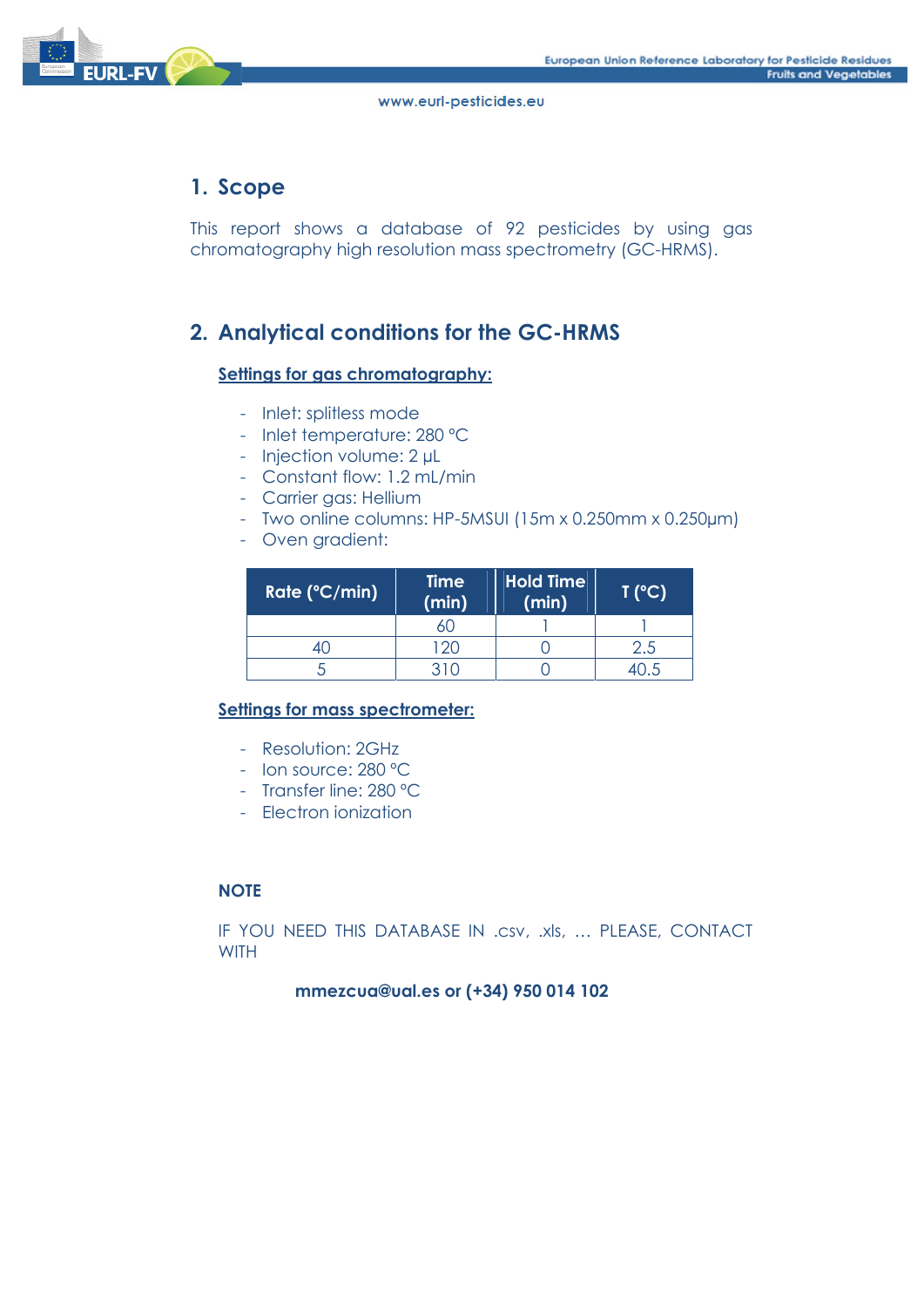## 1. Scope

This report shows a database of 92 pesticides by using gas chromatography high resolution mass spectrometry (GC-HRMS).

## 2. Analytical conditions for the GC-HRMS

**Settings for gas chromatography:**

- Inlet: splitless mode
- Inlet temperature: 280 °C
- Injection volume: 2 µL
- Constant flow: 1.2 mL/min
- Carrier gas: Hellium
- Two online columns: HP-5MSUI (15m x 0.250mm x 0.250µm)
- Oven gradient:

| Rate (°C/min) | Time (min) | Hold Time (min) | T (°C) |
|---|---|---|---|
| | 60 | 1 | 1 |
| 40 | 120 | 0 | 2.5 |
| 5 | 310 | 0 | 40.5 |

**Settings for mass spectrometer:**

- Resolution: 2GHz
- Ion source: 280 °C
- Transfer line: 280 °C
- Electron ionization

**NOTE**

IF YOU NEED THIS DATABASE IN .csv, .xls, … PLEASE, CONTACT WITH

**mmezcua@ual.es or (+34) 950 014 102**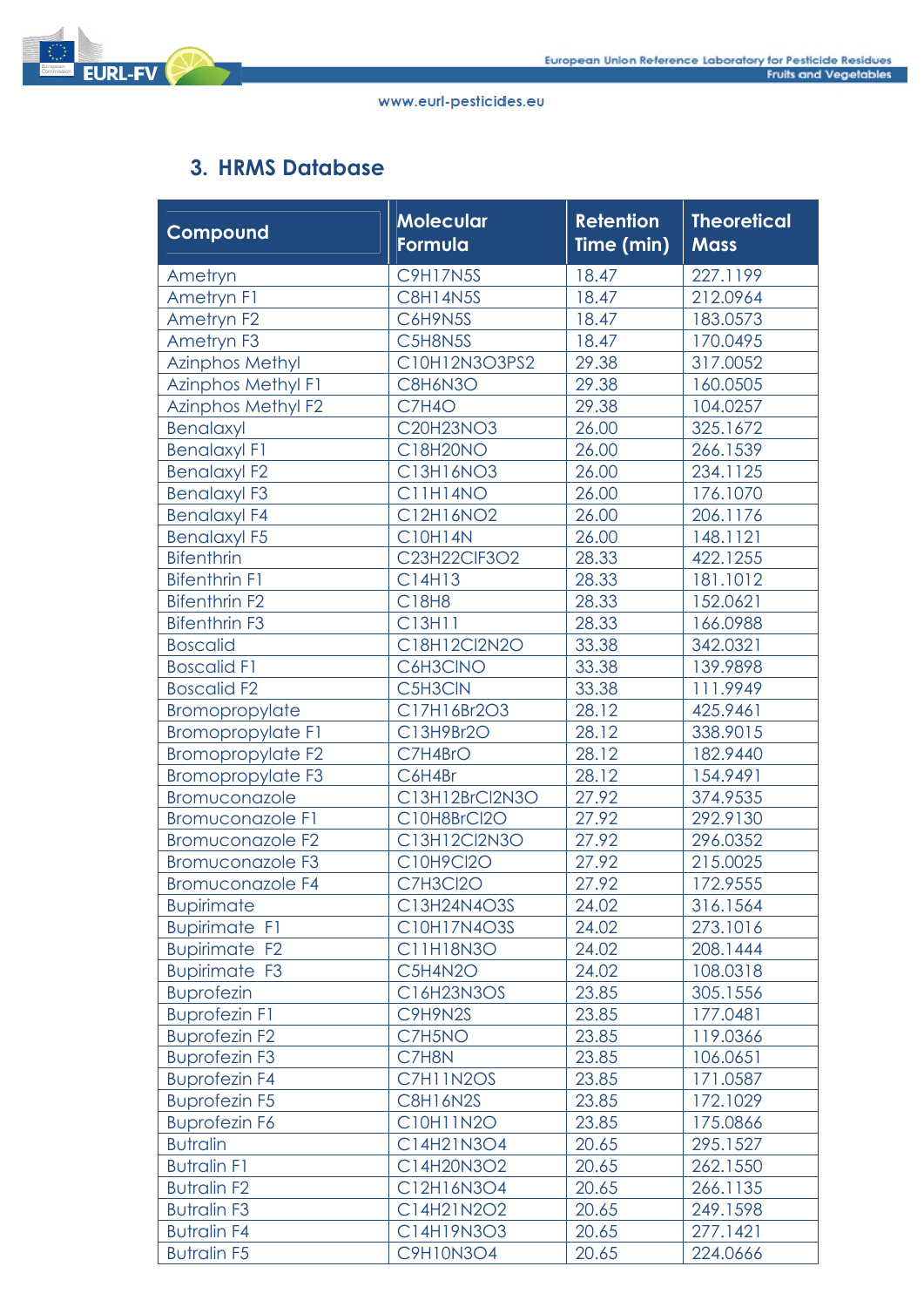## 3. HRMS Database

| Compound | Molecular Formula | Retention Time (min) | Theoretical Mass |
|---|---|---|---|
| Ametryn | $C_9H_{17}N_5S$ | 18.47 | 227.1199 |
| Ametryn F1 | $C_8H_{14}N_5S$ | 18.47 | 212.0964 |
| Ametryn F2 | $C_6H_9N_5S$ | 18.47 | 183.0573 |
| Ametryn F3 | $C_5H_8N_5S$ | 18.47 | 170.0495 |
| Azinphos Methyl | $C_{10}H_{12}N_3O_3PS_2$ | 29.38 | 317.0052 |
| Azinphos Methyl F1 | $C_8H_6N_3O$ | 29.38 | 160.0505 |
| Azinphos Methyl F2 | $C_7H_4O$ | 29.38 | 104.0257 |
| Benalaxyl | $C_{20}H_{23}NO_3$ | 26.00 | 325.1672 |
| Benalaxyl F1 | $C_{18}H_{20}NO$ | 26.00 | 266.1539 |
| Benalaxyl F2 | $C_{13}H_{16}NO_3$ | 26.00 | 234.1125 |
| Benalaxyl F3 | $C_{11}H_{14}NO$ | 26.00 | 176.1070 |
| Benalaxyl F4 | $C_{12}H_{16}NO_2$ | 26.00 | 206.1176 |
| Benalaxyl F5 | $C_{10}H_{14}N$ | 26.00 | 148.1121 |
| Bifenthrin | $C_{23}H_{22}ClF_3O_2$ | 28.33 | 422.1255 |
| Bifenthrin F1 | $C_{14}H_{13}$ | 28.33 | 181.1012 |
| Bifenthrin F2 | $C_{18}H_8$ | 28.33 | 152.0621 |
| Bifenthrin F3 | $C_{13}H_{11}$ | 28.33 | 166.0988 |
| Boscalid | $C_{18}H_{12}Cl_2N_2O$ | 33.38 | 342.0321 |
| Boscalid F1 | $C_6H_3ClNO$ | 33.38 | 139.9898 |
| Boscalid F2 | $C_5H_3ClN$ | 33.38 | 111.9949 |
| Bromopropylate | $C_{17}H_{16}Br_2O_3$ | 28.12 | 425.9461 |
| Bromopropylate F1 | $C_{13}H_9Br_2O$ | 28.12 | 338.9015 |
| Bromopropylate F2 | $C_7H_4BrO$ | 28.12 | 182.9440 |
| Bromopropylate F3 | $C_6H_4Br$ | 28.12 | 154.9491 |
| Bromuconazole | $C_{13}H_{12}BrCl_2N_3O$ | 27.92 | 374.9535 |
| Bromuconazole F1 | $C_{10}H_8BrCl_2O$ | 27.92 | 292.9130 |
| Bromuconazole F2 | $C_{13}H_{12}Cl_2N_3O$ | 27.92 | 296.0352 |
| Bromuconazole F3 | $C_{10}H_9Cl_2O$ | 27.92 | 215.0025 |
| Bromuconazole F4 | $C_7H_3Cl_2O$ | 27.92 | 172.9555 |
| Bupirimate | $C_{13}H_{24}N_4O_3S$ | 24.02 | 316.1564 |
| Bupirimate F1 | $C_{10}H_{17}N_4O_3S$ | 24.02 | 273.1016 |
| Bupirimate F2 | $C_{11}H_{18}N_3O$ | 24.02 | 208.1444 |
| Bupirimate F3 | $C_5H_4N_2O$ | 24.02 | 108.0318 |
| Buprofezin | $C_{16}H_{23}N_3OS$ | 23.85 | 305.1556 |
| Buprofezin F1 | $C_9H_9N_2S$ | 23.85 | 177.0481 |
| Buprofezin F2 | $C_7H_5NO$ | 23.85 | 119.0366 |
| Buprofezin F3 | $C_7H_8N$ | 23.85 | 106.0651 |
| Buprofezin F4 | $C_7H_{11}N_2OS$ | 23.85 | 171.0587 |
| Buprofezin F5 | $C_8H_{16}N_2S$ | 23.85 | 172.1029 |
| Buprofezin F6 | $C_{10}H_{11}N_2O$ | 23.85 | 175.0866 |
| Butralin | $C_{14}H_{21}N_3O_4$ | 20.65 | 295.1527 |
| Butralin F1 | $C_{14}H_{20}N_3O_2$ | 20.65 | 262.1550 |
| Butralin F2 | $C_{12}H_{16}N_3O_4$ | 20.65 | 266.1135 |
| Butralin F3 | $C_{14}H_{21}N_2O_2$ | 20.65 | 249.1598 |
| Butralin F4 | $C_{14}H_{19}N_3O_3$ | 20.65 | 277.1421 |
| Butralin F5 | $C_9H_{10}N_3O_4$ | 20.65 | 224.0666 |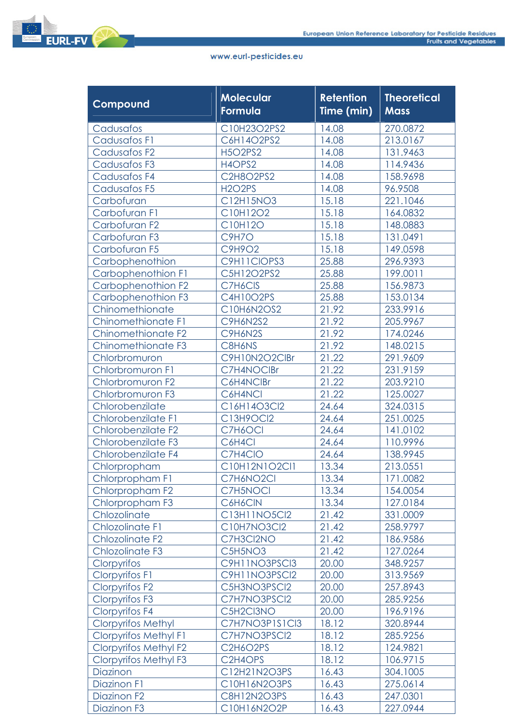| Compound | Molecular Formula | Retention Time (min) | Theoretical Mass |
|---|---|---|---|
| Cadusafos | C10H23O2PS2 | 14.08 | 270.0872 |
| Cadusafos F1 | C6H14O2PS2 | 14.08 | 213.0167 |
| Cadusafos F2 | H5O2PS2 | 14.08 | 131.9463 |
| Cadusafos F3 | H4OPS2 | 14.08 | 114.9436 |
| Cadusafos F4 | C2H8O2PS2 | 14.08 | 158.9698 |
| Cadusafos F5 | H2O2PS | 14.08 | 96.9508 |
| Carbofuran | C12H15NO3 | 15.18 | 221.1046 |
| Carbofuran F1 | C10H12O2 | 15.18 | 164.0832 |
| Carbofuran F2 | C10H12O | 15.18 | 148.0883 |
| Carbofuran F3 | C9H7O | 15.18 | 131.0491 |
| Carbofuran F5 | C9H9O2 | 15.18 | 149.0598 |
| Carbophenothion | C9H11ClOPS3 | 25.88 | 296.9393 |
| Carbophenothion F1 | C5H12O2PS2 | 25.88 | 199.0011 |
| Carbophenothion F2 | C7H6ClS | 25.88 | 156.9873 |
| Carbophenothion F3 | C4H10O2PS | 25.88 | 153.0134 |
| Chinomethionate | C10H6N2OS2 | 21.92 | 233.9916 |
| Chinomethionate F1 | C9H6N2S2 | 21.92 | 205.9967 |
| Chinomethionate F2 | C9H6N2S | 21.92 | 174.0246 |
| Chinomethionate F3 | C8H6NS | 21.92 | 148.0215 |
| Chlorbromuron | C9H10N2O2ClBr | 21.22 | 291.9609 |
| Chlorbromuron F1 | C7H4NOClBr | 21.22 | 231.9159 |
| Chlorbromuron F2 | C6H4NClBr | 21.22 | 203.9210 |
| Chlorbromuron F3 | C6H4NCl | 21.22 | 125.0027 |
| Chlorobenzilate | C16H14O3Cl2 | 24.64 | 324.0315 |
| Chlorobenzilate F1 | C13H9OCl2 | 24.64 | 251.0025 |
| Chlorobenzilate F2 | C7H6OCl | 24.64 | 141.0102 |
| Chlorobenzilate F3 | C6H4Cl | 24.64 | 110.9996 |
| Chlorobenzilate F4 | C7H4ClO | 24.64 | 138.9945 |
| Chlorpropham | C10H12N1O2Cl1 | 13.34 | 213.0551 |
| Chlorpropham F1 | C7H6NO2Cl | 13.34 | 171.0082 |
| Chlorpropham F2 | C7H5NOCl | 13.34 | 154.0054 |
| Chlorpropham F3 | C6H6ClN | 13.34 | 127.0184 |
| Chlozolinate | C13H11NO5Cl2 | 21.42 | 331.0009 |
| Chlozolinate F1 | C10H7NO3Cl2 | 21.42 | 258.9797 |
| Chlozolinate F2 | C7H3Cl2NO | 21.42 | 186.9586 |
| Chlozolinate F3 | C5H5NO3 | 21.42 | 127.0264 |
| Clorpyrifos | C9H11NO3PSCl3 | 20.00 | 348.9257 |
| Clorpyrifos F1 | C9H11NO3PSCl2 | 20.00 | 313.9569 |
| Clorpyrifos F2 | C5H3NO3PSCl2 | 20.00 | 257.8943 |
| Clorpyrifos F3 | C7H7NO3PSCl2 | 20.00 | 285.9256 |
| Clorpyrifos F4 | C5H2Cl3NO | 20.00 | 196.9196 |
| Clorpyrifos Methyl | C7H7NO3P1S1Cl3 | 18.12 | 320.8944 |
| Clorpyrifos Methyl F1 | C7H7NO3PSCl2 | 18.12 | 285.9256 |
| Clorpyrifos Methyl F2 | C2H6O2PS | 18.12 | 124.9821 |
| Clorpyrifos Methyl F3 | C2H4OPS | 18.12 | 106.9715 |
| Diazinon | C12H21N2O3PS | 16.43 | 304.1005 |
| Diazinon F1 | C10H16N2O3PS | 16.43 | 275.0614 |
| Diazinon F2 | C8H12N2O3PS | 16.43 | 247.0301 |
| Diazinon F3 | C10H16N2O2P | 16.43 | 227.0944 |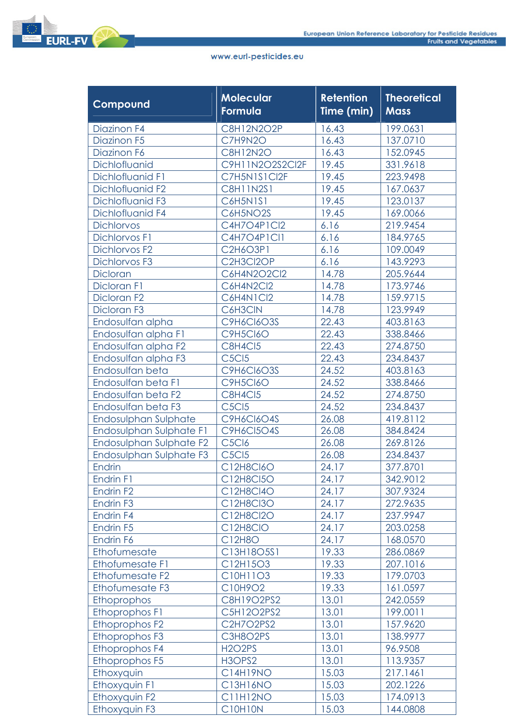| Compound | Molecular Formula | Retention Time (min) | Theoretical Mass |
|---|---|---|---|
| Diazinon F4 | $C_8H_{12}N_2O_2P$ | 16.43 | 199.0631 |
| Diazinon F5 | $C_7H_9N_2O$ | 16.43 | 137.0710 |
| Diazinon F6 | $C_8H_{12}N_2O$ | 16.43 | 152.0945 |
| Dichlofluanid | $C_9H_{11}N_2O_2S_2Cl_2F$ | 19.45 | 331.9618 |
| Dichlofluanid F1 | $C_7H_5N_1S_1Cl_2F$ | 19.45 | 223.9498 |
| Dichlofluanid F2 | $C_8H_{11}N_2S_1$ | 19.45 | 167.0637 |
| Dichlofluanid F3 | $C_6H_5N_1S_1$ | 19.45 | 123.0137 |
| Dichlofluanid F4 | $C_6H_5NO_2S$ | 19.45 | 169.0066 |
| Dichlorvos | $C_4H_7O_4P_1Cl_2$ | 6.16 | 219.9454 |
| Dichlorvos F1 | $C_4H_7O_4P_1Cl_1$ | 6.16 | 184.9765 |
| Dichlorvos F2 | $C_2H_6O_3P_1$ | 6.16 | 109.0049 |
| Dichlorvos F3 | $C_2H_3Cl_2OP$ | 6.16 | 143.9293 |
| Dicloran | $C_6H_4N_2O_2Cl_2$ | 14.78 | 205.9644 |
| Dicloran F1 | $C_6H_4N_2Cl_2$ | 14.78 | 173.9746 |
| Dicloran F2 | $C_6H_4N_1Cl_2$ | 14.78 | 159.9715 |
| Dicloran F3 | $C_6H_3ClN$ | 14.78 | 123.9949 |
| Endosulfan alpha | $C_9H_6Cl_6O_3S$ | 22.43 | 403.8163 |
| Endosulfan alpha F1 | $C_9H_5Cl_6O$ | 22.43 | 338.8466 |
| Endosulfan alpha F2 | $C_8H_4Cl_5$ | 22.43 | 274.8750 |
| Endosulfan alpha F3 | $C_5Cl_5$ | 22.43 | 234.8437 |
| Endosulfan beta | $C_9H_6Cl_6O_3S$ | 24.52 | 403.8163 |
| Endosulfan beta F1 | $C_9H_5Cl_6O$ | 24.52 | 338.8466 |
| Endosulfan beta F2 | $C_8H_4Cl_5$ | 24.52 | 274.8750 |
| Endosulfan beta F3 | $C_5Cl_5$ | 24.52 | 234.8437 |
| Endosulphan Sulphate | $C_9H_6Cl_6O_4S$ | 26.08 | 419.8112 |
| Endosulphan Sulphate F1 | $C_9H_6Cl_5O_4S$ | 26.08 | 384.8424 |
| Endosulphan Sulphate F2 | $C_5Cl_6$ | 26.08 | 269.8126 |
| Endosulphan Sulphate F3 | $C_5Cl_5$ | 26.08 | 234.8437 |
| Endrin | $C_{12}H_8Cl_6O$ | 24.17 | 377.8701 |
| Endrin F1 | $C_{12}H_8Cl_5O$ | 24.17 | 342.9012 |
| Endrin F2 | $C_{12}H_8Cl_4O$ | 24.17 | 307.9324 |
| Endrin F3 | $C_{12}H_8Cl_3O$ | 24.17 | 272.9635 |
| Endrin F4 | $C_{12}H_8Cl_2O$ | 24.17 | 237.9947 |
| Endrin F5 | $C_{12}H_8ClO$ | 24.17 | 203.0258 |
| Endrin F6 | $C_{12}H_8O$ | 24.17 | 168.0570 |
| Ethofumesate | $C_{13}H_{18}O_5S_1$ | 19.33 | 286.0869 |
| Ethofumesate F1 | $C_{12}H_{15}O_3$ | 19.33 | 207.1016 |
| Ethofumesate F2 | $C_{10}H_{11}O_3$ | 19.33 | 179.0703 |
| Ethofumesate F3 | $C_{10}H_9O_2$ | 19.33 | 161.0597 |
| Ethoprophos | $C_8H_{19}O_2PS_2$ | 13.01 | 242.0559 |
| Ethoprophos F1 | $C_5H_{12}O_2PS_2$ | 13.01 | 199.0011 |
| Ethoprophos F2 | $C_2H_7O_2PS_2$ | 13.01 | 157.9620 |
| Ethoprophos F3 | $C_3H_8O_2PS$ | 13.01 | 138.9977 |
| Ethoprophos F4 | $H_2O_2PS$ | 13.01 | 96.9508 |
| Ethoprophos F5 | $H_3OPS_2$ | 13.01 | 113.9357 |
| Ethoxyquin | $C_{14}H_{19}NO$ | 15.03 | 217.1461 |
| Ethoxyquin F1 | $C_{13}H_{16}NO$ | 15.03 | 202.1226 |
| Ethoxyquin F2 | $C_{11}H_{12}NO$ | 15.03 | 174.0913 |
| Ethoxyquin F3 | $C_{10}H_{10}N$ | 15.03 | 144.0808 |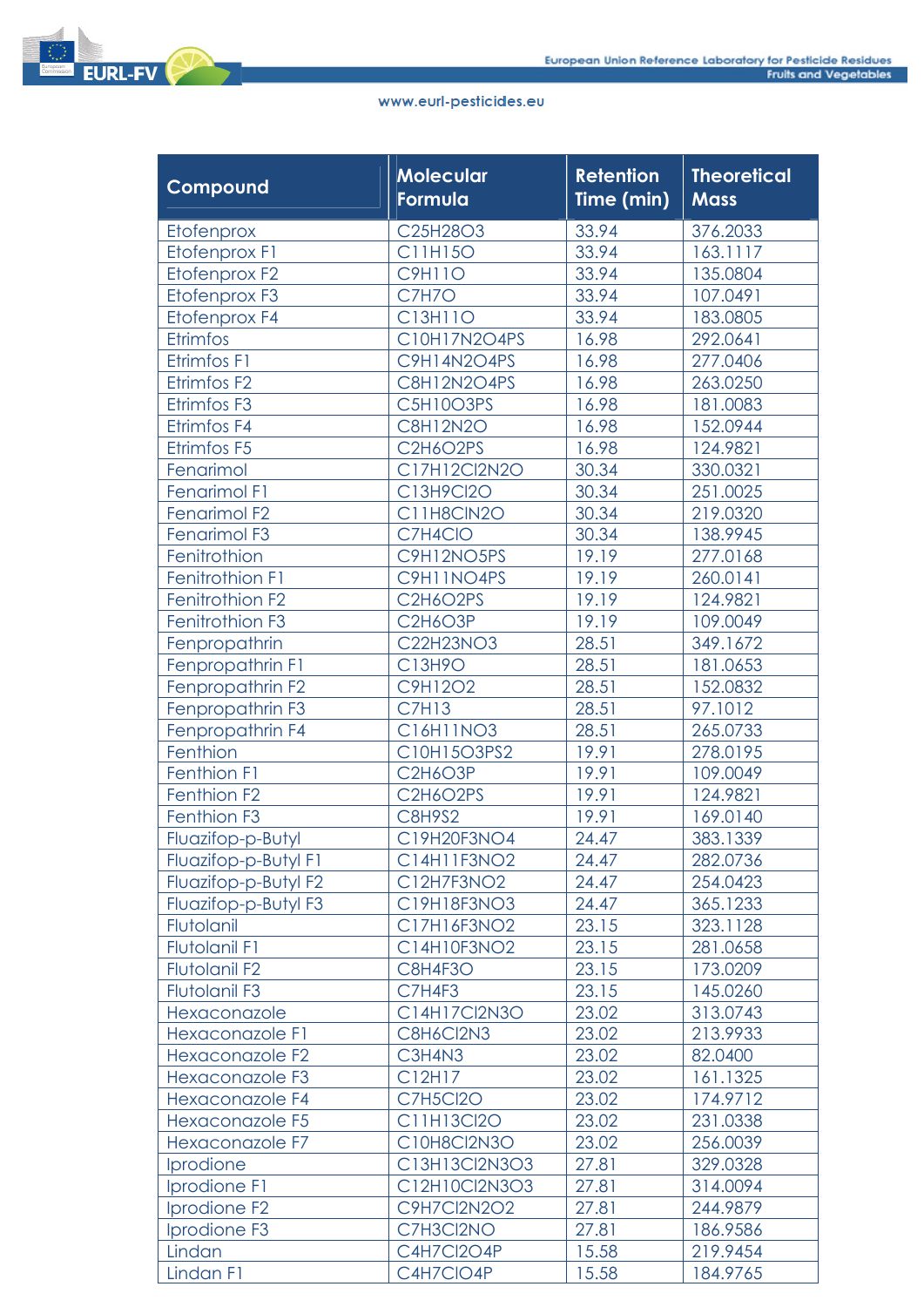| Compound | Molecular Formula | Retention Time (min) | Theoretical Mass |
|---|---|---|---|
| Etofenprox | $C_{25}H_{28}O_3$ | 33.94 | 376.2033 |
| Etofenprox F1 | $C_{11}H_{15}O$ | 33.94 | 163.1117 |
| Etofenprox F2 | $C_9H_{11}O$ | 33.94 | 135.0804 |
| Etofenprox F3 | $C_7H_7O$ | 33.94 | 107.0491 |
| Etofenprox F4 | $C_{13}H_{11}O$ | 33.94 | 183.0805 |
| Etrimfos | $C_{10}H_{17}N_2O_4PS$ | 16.98 | 292.0641 |
| Etrimfos F1 | $C_9H_{14}N_2O_4PS$ | 16.98 | 277.0406 |
| Etrimfos F2 | $C_8H_{12}N_2O_4PS$ | 16.98 | 263.0250 |
| Etrimfos F3 | $C_5H_{10}O_3PS$ | 16.98 | 181.0083 |
| Etrimfos F4 | $C_8H_{12}N_2O$ | 16.98 | 152.0944 |
| Etrimfos F5 | $C_2H_6O_2PS$ | 16.98 | 124.9821 |
| Fenarimol | $C_{17}H_{12}Cl_2N_2O$ | 30.34 | 330.0321 |
| Fenarimol F1 | $C_{13}H_9Cl_2O$ | 30.34 | 251.0025 |
| Fenarimol F2 | $C_{11}H_8ClN_2O$ | 30.34 | 219.0320 |
| Fenarimol F3 | $C_7H_4ClO$ | 30.34 | 138.9945 |
| Fenitrothion | $C_9H_{12}NO_5PS$ | 19.19 | 277.0168 |
| Fenitrothion F1 | $C_9H_{11}NO_4PS$ | 19.19 | 260.0141 |
| Fenitrothion F2 | $C_2H_6O_2PS$ | 19.19 | 124.9821 |
| Fenitrothion F3 | $C_2H_6O_3P$ | 19.19 | 109.0049 |
| Fenpropathrin | $C_{22}H_{23}NO_3$ | 28.51 | 349.1672 |
| Fenpropathrin F1 | $C_{13}H_9O$ | 28.51 | 181.0653 |
| Fenpropathrin F2 | $C_9H_{12}O_2$ | 28.51 | 152.0832 |
| Fenpropathrin F3 | $C_7H_{13}$ | 28.51 | 97.1012 |
| Fenpropathrin F4 | $C_{16}H_{11}NO_3$ | 28.51 | 265.0733 |
| Fenthion | $C_{10}H_{15}O_3PS_2$ | 19.91 | 278.0195 |
| Fenthion F1 | $C_2H_6O_3P$ | 19.91 | 109.0049 |
| Fenthion F2 | $C_2H_6O_2PS$ | 19.91 | 124.9821 |
| Fenthion F3 | $C_8H_9S_2$ | 19.91 | 169.0140 |
| Fluazifop-p-Butyl | $C_{19}H_{20}F_3NO_4$ | 24.47 | 383.1339 |
| Fluazifop-p-Butyl F1 | $C_{14}H_{11}F_3NO_2$ | 24.47 | 282.0736 |
| Fluazifop-p-Butyl F2 | $C_{12}H_7F_3NO_2$ | 24.47 | 254.0423 |
| Fluazifop-p-Butyl F3 | $C_{19}H_{18}F_3NO_3$ | 24.47 | 365.1233 |
| Flutolanil | $C_{17}H_{16}F_3NO_2$ | 23.15 | 323.1128 |
| Flutolanil F1 | $C_{14}H_{10}F_3NO_2$ | 23.15 | 281.0658 |
| Flutolanil F2 | $C_8H_4F_3O$ | 23.15 | 173.0209 |
| Flutolanil F3 | $C_7H_4F_3$ | 23.15 | 145.0260 |
| Hexaconazole | $C_{14}H_{17}Cl_2N_3O$ | 23.02 | 313.0743 |
| Hexaconazole F1 | $C_8H_6Cl_2N_3$ | 23.02 | 213.9933 |
| Hexaconazole F2 | $C_3H_4N_3$ | 23.02 | 82.0400 |
| Hexaconazole F3 | $C_{12}H_{17}$ | 23.02 | 161.1325 |
| Hexaconazole F4 | $C_7H_5Cl_2O$ | 23.02 | 174.9712 |
| Hexaconazole F5 | $C_{11}H_{13}Cl_2O$ | 23.02 | 231.0338 |
| Hexaconazole F7 | $C_{10}H_8Cl_2N_3O$ | 23.02 | 256.0039 |
| Iprodione | $C_{13}H_{13}Cl_2N_3O_3$ | 27.81 | 329.0328 |
| Iprodione F1 | $C_{12}H_{10}Cl_2N_3O_3$ | 27.81 | 314.0094 |
| Iprodione F2 | $C_9H_7Cl_2N_2O_2$ | 27.81 | 244.9879 |
| Iprodione F3 | $C_7H_3Cl_2NO$ | 27.81 | 186.9586 |
| Lindan | $C_4H_7Cl_2O_4P$ | 15.58 | 219.9454 |
| Lindan F1 | $C_4H_7ClO_4P$ | 15.58 | 184.9765 |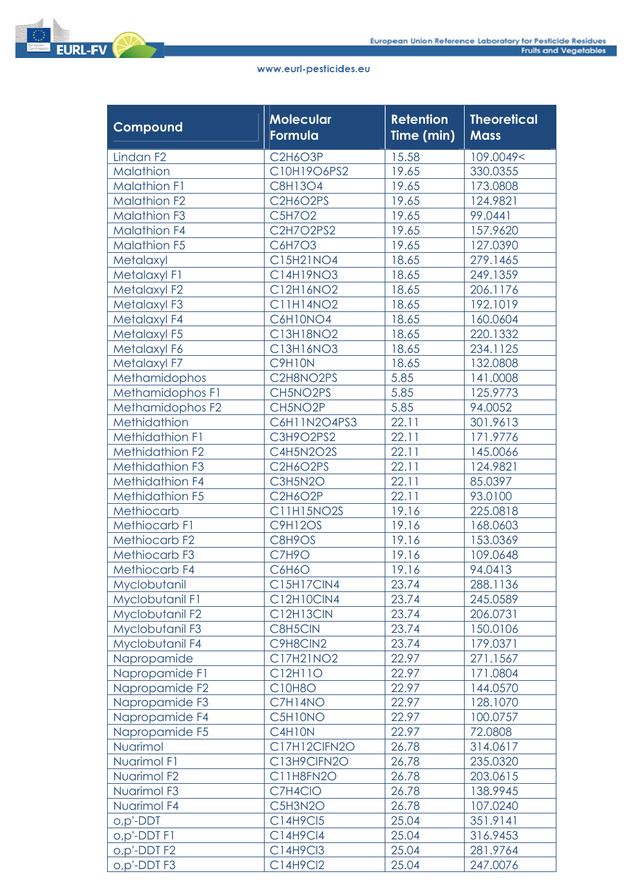| Compound | Molecular Formula | Retention Time (min) | Theoretical Mass |
|---|---|---|---|
| Lindan F2 | $C_2H_6O_3P$ | 15.58 | 109.0049< |
| Malathion | $C_{10}H_{19}O_6PS_2$ | 19.65 | 330.0355 |
| Malathion F1 | $C_8H_{13}O_4$ | 19.65 | 173.0808 |
| Malathion F2 | $C_2H_6O_2PS$ | 19.65 | 124.9821 |
| Malathion F3 | $C_5H_7O_2$ | 19.65 | 99.0441 |
| Malathion F4 | $C_2H_7O_2PS_2$ | 19.65 | 157.9620 |
| Malathion F5 | $C_6H_7O_3$ | 19.65 | 127.0390 |
| Metalaxyl | $C_{15}H_{21}NO_4$ | 18.65 | 279.1465 |
| Metalaxyl F1 | $C_{14}H_{19}NO_3$ | 18.65 | 249.1359 |
| Metalaxyl F2 | $C_{12}H_{16}NO_2$ | 18.65 | 206.1176 |
| Metalaxyl F3 | $C_{11}H_{14}NO_2$ | 18.65 | 192.1019 |
| Metalaxyl F4 | $C_6H_{10}NO_4$ | 18.65 | 160.0604 |
| Metalaxyl F5 | $C_{13}H_{18}NO_2$ | 18.65 | 220.1332 |
| Metalaxyl F6 | $C_{13}H_{16}NO_3$ | 18.65 | 234.1125 |
| Metalaxyl F7 | $C_9H_{10}N$ | 18.65 | 132.0808 |
| Methamidophos | $C_2H_8NO_2PS$ | 5.85 | 141.0008 |
| Methamidophos F1 | $CH_5NO_2PS$ | 5.85 | 125.9773 |
| Methamidophos F2 | $CH_5NO_2P$ | 5.85 | 94.0052 |
| Methidathion | $C_6H_{11}N_2O_4PS_3$ | 22.11 | 301.9613 |
| Methidathion F1 | $C_3H_9O_2PS_2$ | 22.11 | 171.9776 |
| Methidathion F2 | $C_4H_5N_2O_2S$ | 22.11 | 145.0066 |
| Methidathion F3 | $C_2H_6O_2PS$ | 22.11 | 124.9821 |
| Methidathion F4 | $C_3H_5N_2O$ | 22.11 | 85.0397 |
| Methidathion F5 | $C_2H_6O_2P$ | 22.11 | 93.0100 |
| Methiocarb | $C_{11}H_{15}NO_2S$ | 19.16 | 225.0818 |
| Methiocarb F1 | $C_9H_{12}OS$ | 19.16 | 168.0603 |
| Methiocarb F2 | $C_8H_9OS$ | 19.16 | 153.0369 |
| Methiocarb F3 | $C_7H_9O$ | 19.16 | 109.0648 |
| Methiocarb F4 | $C_6H_6O$ | 19.16 | 94.0413 |
| Myclobutanil | $C_{15}H_{17}ClN_4$ | 23.74 | 288.1136 |
| Myclobutanil F1 | $C_{12}H_{10}ClN_4$ | 23.74 | 245.0589 |
| Myclobutanil F2 | $C_{12}H_{13}ClN$ | 23.74 | 206.0731 |
| Myclobutanil F3 | $C_8H_5ClN$ | 23.74 | 150.0106 |
| Myclobutanil F4 | $C_9H_8ClN_2$ | 23.74 | 179.0371 |
| Napropamide | $C_{17}H_{21}NO_2$ | 22.97 | 271.1567 |
| Napropamide F1 | $C_{12}H_{11}O$ | 22.97 | 171.0804 |
| Napropamide F2 | $C_{10}H_8O$ | 22.97 | 144.0570 |
| Napropamide F3 | $C_7H_{14}NO$ | 22.97 | 128.1070 |
| Napropamide F4 | $C_5H_{10}NO$ | 22.97 | 100.0757 |
| Napropamide F5 | $C_4H_{10}N$ | 22.97 | 72.0808 |
| Nuarimol | $C_{17}H_{12}ClFN_2O$ | 26.78 | 314.0617 |
| Nuarimol F1 | $C_{13}H_9ClFN_2O$ | 26.78 | 235.0320 |
| Nuarimol F2 | $C_{11}H_8FN_2O$ | 26.78 | 203.0615 |
| Nuarimol F3 | $C_7H_4ClO$ | 26.78 | 138.9945 |
| Nuarimol F4 | $C_5H_3N_2O$ | 26.78 | 107.0240 |
| o,p'-DDT | $C_{14}H_9Cl_5$ | 25.04 | 351.9141 |
| o,p'-DDT F1 | $C_{14}H_9Cl_4$ | 25.04 | 316.9453 |
| o,p'-DDT F2 | $C_{14}H_9Cl_3$ | 25.04 | 281.9764 |
| o,p'-DDT F3 | $C_{14}H_9Cl_2$ | 25.04 | 247.0076 |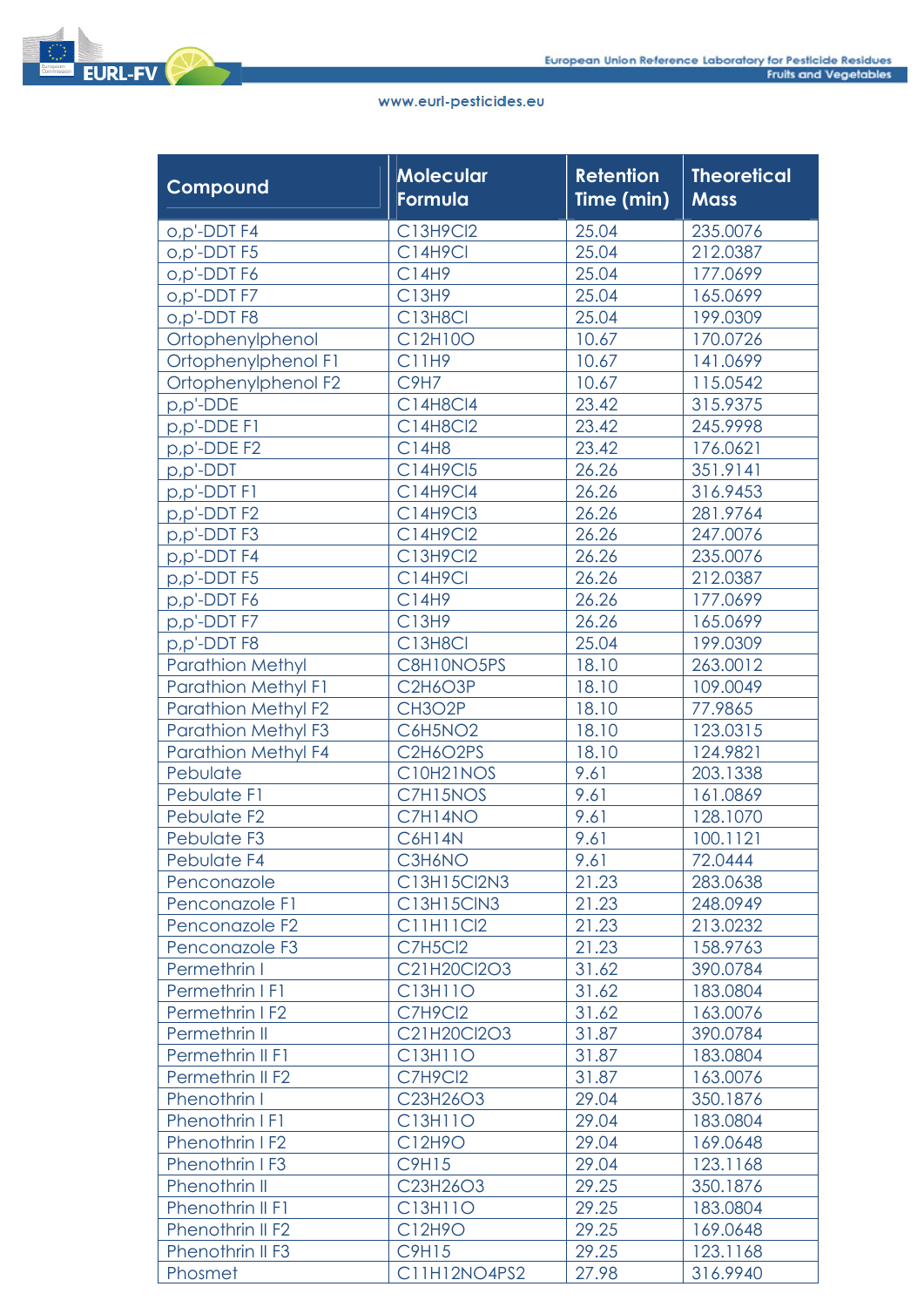| Compound | Molecular Formula | Retention Time (min) | Theoretical Mass |
|---|---|---|---|
| o,p'-DDT F4 | $C_{13}H_9Cl_2$ | 25.04 | 235.0076 |
| o,p'-DDT F5 | $C_{14}H_9Cl$ | 25.04 | 212.0387 |
| o,p'-DDT F6 | $C_{14}H_9$ | 25.04 | 177.0699 |
| o,p'-DDT F7 | $C_{13}H_9$ | 25.04 | 165.0699 |
| o,p'-DDT F8 | $C_{13}H_8Cl$ | 25.04 | 199.0309 |
| Ortophenylphenol | $C_{12}H_{10}O$ | 10.67 | 170.0726 |
| Ortophenylphenol F1 | $C_{11}H_9$ | 10.67 | 141.0699 |
| Ortophenylphenol F2 | $C_9H_7$ | 10.67 | 115.0542 |
| p,p'-DDE | $C_{14}H_8Cl_4$ | 23.42 | 315.9375 |
| p,p'-DDE F1 | $C_{14}H_8Cl_2$ | 23.42 | 245.9998 |
| p,p'-DDE F2 | $C_{14}H_8$ | 23.42 | 176.0621 |
| p,p'-DDT | $C_{14}H_9Cl_5$ | 26.26 | 351.9141 |
| p,p'-DDT F1 | $C_{14}H_9Cl_4$ | 26.26 | 316.9453 |
| p,p'-DDT F2 | $C_{14}H_9Cl_3$ | 26.26 | 281.9764 |
| p,p'-DDT F3 | $C_{14}H_9Cl_2$ | 26.26 | 247.0076 |
| p,p'-DDT F4 | $C_{13}H_9Cl_2$ | 26.26 | 235.0076 |
| p,p'-DDT F5 | $C_{14}H_9Cl$ | 26.26 | 212.0387 |
| p,p'-DDT F6 | $C_{14}H_9$ | 26.26 | 177.0699 |
| p,p'-DDT F7 | $C_{13}H_9$ | 26.26 | 165.0699 |
| p,p'-DDT F8 | $C_{13}H_8Cl$ | 25.04 | 199.0309 |
| Parathion Methyl | $C_8H_{10}NO_5PS$ | 18.10 | 263.0012 |
| Parathion Methyl F1 | $C_2H_6O_3P$ | 18.10 | 109.0049 |
| Parathion Methyl F2 | $CH_3O_2P$ | 18.10 | 77.9865 |
| Parathion Methyl F3 | $C_6H_5NO_2$ | 18.10 | 123.0315 |
| Parathion Methyl F4 | $C_2H_6O_2PS$ | 18.10 | 124.9821 |
| Pebulate | $C_{10}H_{21}NOS$ | 9.61 | 203.1338 |
| Pebulate F1 | $C_7H_{15}NOS$ | 9.61 | 161.0869 |
| Pebulate F2 | $C_7H_{14}NO$ | 9.61 | 128.1070 |
| Pebulate F3 | $C_6H_{14}N$ | 9.61 | 100.1121 |
| Pebulate F4 | $C_3H_6NO$ | 9.61 | 72.0444 |
| Penconazole | $C_{13}H_{15}Cl_2N_3$ | 21.23 | 283.0638 |
| Penconazole F1 | $C_{13}H_{15}ClN_3$ | 21.23 | 248.0949 |
| Penconazole F2 | $C_{11}H_{11}Cl_2$ | 21.23 | 213.0232 |
| Penconazole F3 | $C_7H_5Cl_2$ | 21.23 | 158.9763 |
| Permethrin I | $C_{21}H_{20}Cl_2O_3$ | 31.62 | 390.0784 |
| Permethrin I F1 | $C_{13}H_{11}O$ | 31.62 | 183.0804 |
| Permethrin I F2 | $C_7H_9Cl_2$ | 31.62 | 163.0076 |
| Permethrin II | $C_{21}H_{20}Cl_2O_3$ | 31.87 | 390.0784 |
| Permethrin II F1 | $C_{13}H_{11}O$ | 31.87 | 183.0804 |
| Permethrin II F2 | $C_7H_9Cl_2$ | 31.87 | 163.0076 |
| Phenothrin I | $C_{23}H_{26}O_3$ | 29.04 | 350.1876 |
| Phenothrin I F1 | $C_{13}H_{11}O$ | 29.04 | 183.0804 |
| Phenothrin I F2 | $C_{12}H_9O$ | 29.04 | 169.0648 |
| Phenothrin I F3 | $C_9H_{15}$ | 29.04 | 123.1168 |
| Phenothrin II | $C_{23}H_{26}O_3$ | 29.25 | 350.1876 |
| Phenothrin II F1 | $C_{13}H_{11}O$ | 29.25 | 183.0804 |
| Phenothrin II F2 | $C_{12}H_9O$ | 29.25 | 169.0648 |
| Phenothrin II F3 | $C_9H_{15}$ | 29.25 | 123.1168 |
| Phosmet | $C_{11}H_{12}NO_4PS_2$ | 27.98 | 316.9940 |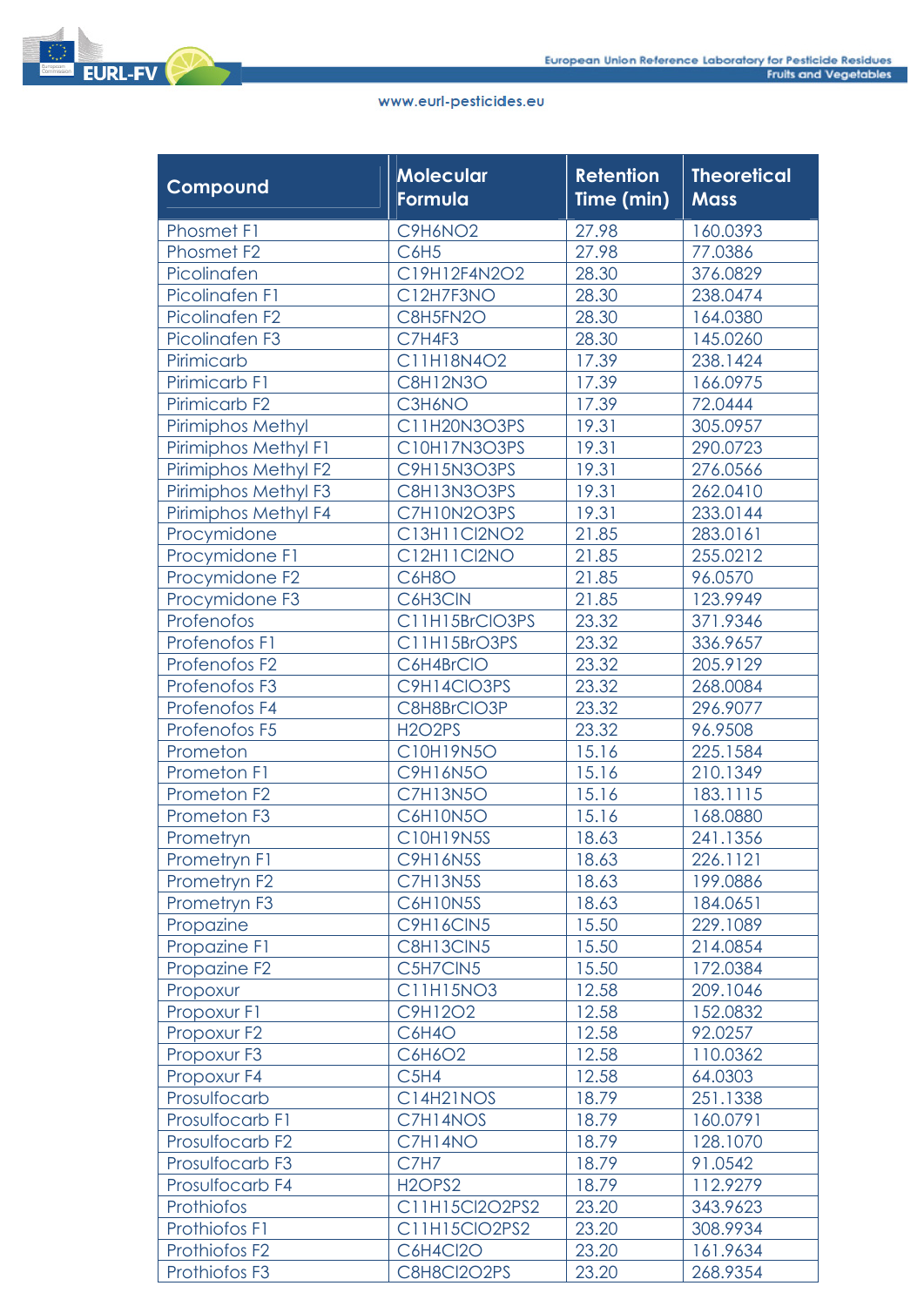| Compound | Molecular Formula | Retention Time (min) | Theoretical Mass |
|---|---|---|---|
| Phosmet F1 | $C_9H_6NO_2$ | 27.98 | 160.0393 |
| Phosmet F2 | $C_6H_5$ | 27.98 | 77.0386 |
| Picolinafen | $C_{19}H_{12}F_4N_2O_2$ | 28.30 | 376.0829 |
| Picolinafen F1 | $C_{12}H_7F_3NO$ | 28.30 | 238.0474 |
| Picolinafen F2 | $C_8H_5FN_2O$ | 28.30 | 164.0380 |
| Picolinafen F3 | $C_7H_4F_3$ | 28.30 | 145.0260 |
| Pirimicarb | $C_{11}H_{18}N_4O_2$ | 17.39 | 238.1424 |
| Pirimicarb F1 | $C_8H_{12}N_3O$ | 17.39 | 166.0975 |
| Pirimicarb F2 | $C_3H_6NO$ | 17.39 | 72.0444 |
| Pirimiphos Methyl | $C_{11}H_{20}N_3O_3PS$ | 19.31 | 305.0957 |
| Pirimiphos Methyl F1 | $C_{10}H_{17}N_3O_3PS$ | 19.31 | 290.0723 |
| Pirimiphos Methyl F2 | $C_9H_{15}N_3O_3PS$ | 19.31 | 276.0566 |
| Pirimiphos Methyl F3 | $C_8H_{13}N_3O_3PS$ | 19.31 | 262.0410 |
| Pirimiphos Methyl F4 | $C_7H_{10}N_2O_3PS$ | 19.31 | 233.0144 |
| Procymidone | $C_{13}H_{11}Cl_2NO_2$ | 21.85 | 283.0161 |
| Procymidone F1 | $C_{12}H_{11}Cl_2NO$ | 21.85 | 255.0212 |
| Procymidone F2 | $C_6H_8O$ | 21.85 | 96.0570 |
| Procymidone F3 | $C_6H_3ClN$ | 21.85 | 123.9949 |
| Profenofos | $C_{11}H_{15}BrClO_3PS$ | 23.32 | 371.9346 |
| Profenofos F1 | $C_{11}H_{15}BrO_3PS$ | 23.32 | 336.9657 |
| Profenofos F2 | $C_6H_4BrClO$ | 23.32 | 205.9129 |
| Profenofos F3 | $C_9H_{14}ClO_3PS$ | 23.32 | 268.0084 |
| Profenofos F4 | $C_8H_8BrClO_3P$ | 23.32 | 296.9077 |
| Profenofos F5 | $H_2O_2PS$ | 23.32 | 96.9508 |
| Prometon | $C_{10}H_{19}N_5O$ | 15.16 | 225.1584 |
| Prometon F1 | $C_9H_{16}N_5O$ | 15.16 | 210.1349 |
| Prometon F2 | $C_7H_{13}N_5O$ | 15.16 | 183.1115 |
| Prometon F3 | $C_6H_{10}N_5O$ | 15.16 | 168.0880 |
| Prometryn | $C_{10}H_{19}N_5S$ | 18.63 | 241.1356 |
| Prometryn F1 | $C_9H_{16}N_5S$ | 18.63 | 226.1121 |
| Prometryn F2 | $C_7H_{13}N_5S$ | 18.63 | 199.0886 |
| Prometryn F3 | $C_6H_{10}N_5S$ | 18.63 | 184.0651 |
| Propazine | $C_9H_{16}ClN_5$ | 15.50 | 229.1089 |
| Propazine F1 | $C_8H_{13}ClN_5$ | 15.50 | 214.0854 |
| Propazine F2 | $C_5H_7ClN_5$ | 15.50 | 172.0384 |
| Propoxur | $C_{11}H_{15}NO_3$ | 12.58 | 209.1046 |
| Propoxur F1 | $C_9H_{12}O_2$ | 12.58 | 152.0832 |
| Propoxur F2 | $C_6H_4O$ | 12.58 | 92.0257 |
| Propoxur F3 | $C_6H_6O_2$ | 12.58 | 110.0362 |
| Propoxur F4 | $C_5H_4$ | 12.58 | 64.0303 |
| Prosulfocarb | $C_{14}H_{21}NOS$ | 18.79 | 251.1338 |
| Prosulfocarb F1 | $C_7H_{14}NOS$ | 18.79 | 160.0791 |
| Prosulfocarb F2 | $C_7H_{14}NO$ | 18.79 | 128.1070 |
| Prosulfocarb F3 | $C_7H_7$ | 18.79 | 91.0542 |
| Prosulfocarb F4 | $H_2OPS_2$ | 18.79 | 112.9279 |
| Prothiofos | $C_{11}H_{15}Cl_2O_2PS_2$ | 23.20 | 343.9623 |
| Prothiofos F1 | $C_{11}H_{15}ClO_2PS_2$ | 23.20 | 308.9934 |
| Prothiofos F2 | $C_6H_4Cl_2O$ | 23.20 | 161.9634 |
| Prothiofos F3 | $C_8H_8Cl_2O_2PS$ | 23.20 | 268.9354 |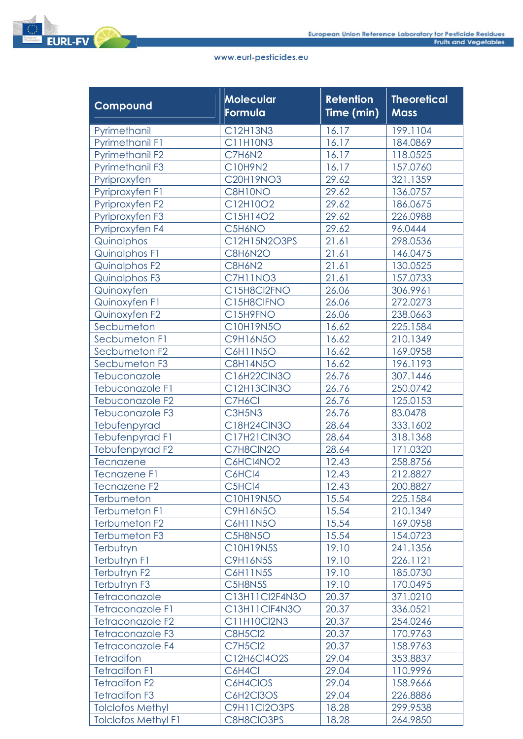| Compound | Molecular Formula | Retention Time (min) | Theoretical Mass |
|---|---|---|---|
| Pyrimethanil | C12H13N3 | 16.17 | 199.1104 |
| Pyrimethanil F1 | C11H10N3 | 16.17 | 184.0869 |
| Pyrimethanil F2 | C7H6N2 | 16.17 | 118.0525 |
| Pyrimethanil F3 | C10H9N2 | 16.17 | 157.0760 |
| Pyriproxyfen | C20H19NO3 | 29.62 | 321.1359 |
| Pyriproxyfen F1 | C8H10NO | 29.62 | 136.0757 |
| Pyriproxyfen F2 | C12H10O2 | 29.62 | 186.0675 |
| Pyriproxyfen F3 | C15H14O2 | 29.62 | 226.0988 |
| Pyriproxyfen F4 | C5H6NO | 29.62 | 96.0444 |
| Quinalphos | C12H15N2O3PS | 21.61 | 298.0536 |
| Quinalphos F1 | C8H6N2O | 21.61 | 146.0475 |
| Quinalphos F2 | C8H6N2 | 21.61 | 130.0525 |
| Quinalphos F3 | C7H11NO3 | 21.61 | 157.0733 |
| Quinoxyfen | C15H8Cl2FNO | 26.06 | 306.9961 |
| Quinoxyfen F1 | C15H8ClFNO | 26.06 | 272.0273 |
| Quinoxyfen F2 | C15H9FNO | 26.06 | 238.0663 |
| Secbumeton | C10H19N5O | 16.62 | 225.1584 |
| Secbumeton F1 | C9H16N5O | 16.62 | 210.1349 |
| Secbumeton F2 | C6H11N5O | 16.62 | 169.0958 |
| Secbumeton F3 | C8H14N5O | 16.62 | 196.1193 |
| Tebuconazole | C16H22ClN3O | 26.76 | 307.1446 |
| Tebuconazole F1 | C12H13ClN3O | 26.76 | 250.0742 |
| Tebuconazole F2 | C7H6Cl | 26.76 | 125.0153 |
| Tebuconazole F3 | C3H5N3 | 26.76 | 83.0478 |
| Tebufenpyrad | C18H24ClN3O | 28.64 | 333.1602 |
| Tebufenpyrad F1 | C17H21ClN3O | 28.64 | 318.1368 |
| Tebufenpyrad F2 | C7H8ClN2O | 28.64 | 171.0320 |
| Tecnazene | C6HCl4NO2 | 12.43 | 258.8756 |
| Tecnazene F1 | C6HCl4 | 12.43 | 212.8827 |
| Tecnazene F2 | C5HCl4 | 12.43 | 200.8827 |
| Terbumeton | C10H19N5O | 15.54 | 225.1584 |
| Terbumeton F1 | C9H16N5O | 15.54 | 210.1349 |
| Terbumeton F2 | C6H11N5O | 15.54 | 169.0958 |
| Terbumeton F3 | C5H8N5O | 15.54 | 154.0723 |
| Terbutryn | C10H19N5S | 19.10 | 241.1356 |
| Terbutryn F1 | C9H16N5S | 19.10 | 226.1121 |
| Terbutryn F2 | C6H11N5S | 19.10 | 185.0730 |
| Terbutryn F3 | C5H8N5S | 19.10 | 170.0495 |
| Tetraconazole | C13H11Cl2F4N3O | 20.37 | 371.0210 |
| Tetraconazole F1 | C13H11ClF4N3O | 20.37 | 336.0521 |
| Tetraconazole F2 | C11H10Cl2N3 | 20.37 | 254.0246 |
| Tetraconazole F3 | C8H5Cl2 | 20.37 | 170.9763 |
| Tetraconazole F4 | C7H5Cl2 | 20.37 | 158.9763 |
| Tetradifon | C12H6Cl4O2S | 29.04 | 353.8837 |
| Tetradifon F1 | C6H4Cl | 29.04 | 110.9996 |
| Tetradifon F2 | C6H4ClOS | 29.04 | 158.9666 |
| Tetradifon F3 | C6H2Cl3OS | 29.04 | 226.8886 |
| Tolclofos Methyl | C9H11Cl2O3PS | 18.28 | 299.9538 |
| Tolclofos Methyl F1 | C8H8ClO3PS | 18.28 | 264.9850 |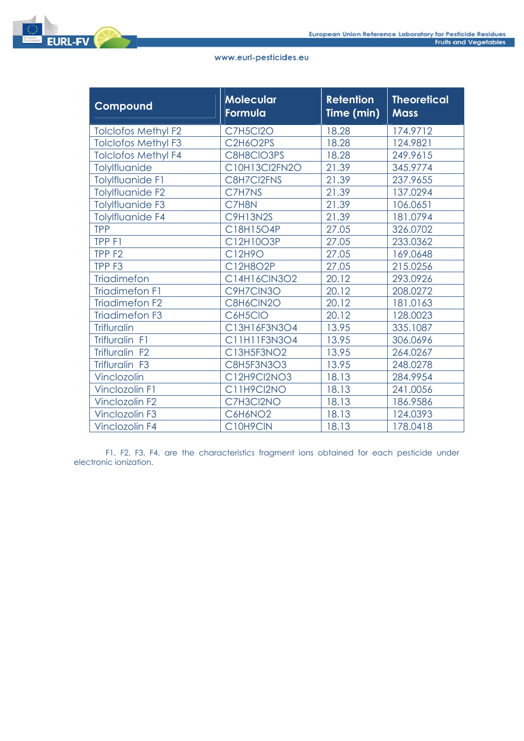| Compound | Molecular Formula | Retention Time (min) | Theoretical Mass |
|---|---|---|---|
| Tolclofos Methyl F2 | $C_7H_5Cl_2O$ | 18.28 | 174.9712 |
| Tolclofos Methyl F3 | $C_2H_6O_2PS$ | 18.28 | 124.9821 |
| Tolclofos Methyl F4 | $C_8H_8ClO_3PS$ | 18.28 | 249.9615 |
| Tolylfluanide | $C_{10}H_{13}Cl_2FN_2O$ | 21.39 | 345.9774 |
| Tolylfluanide F1 | $C_8H_7Cl_2FNS$ | 21.39 | 237.9655 |
| Tolylfluanide F2 | $C_7H_7NS$ | 21.39 | 137.0294 |
| Tolylfluanide F3 | $C_7H_8N$ | 21.39 | 106.0651 |
| Tolylfluanide F4 | $C_9H_{13}N_2S$ | 21.39 | 181.0794 |
| TPP | $C_{18}H_{15}O_4P$ | 27.05 | 326.0702 |
| TPP F1 | $C_{12}H_{10}O_3P$ | 27.05 | 233.0362 |
| TPP F2 | $C_{12}H_9O$ | 27.05 | 169.0648 |
| TPP F3 | $C_{12}H_8O_2P$ | 27.05 | 215.0256 |
| Triadimefon | $C_{14}H_{16}ClN_3O_2$ | 20.12 | 293.0926 |
| Triadimefon F1 | $C_9H_7ClN_3O$ | 20.12 | 208.0272 |
| Triadimefon F2 | $C_8H_6ClN_2O$ | 20.12 | 181.0163 |
| Triadimefon F3 | $C_6H_5ClO$ | 20.12 | 128.0023 |
| Trifluralin | $C_{13}H_{16}F_3N_3O_4$ | 13.95 | 335.1087 |
| Trifluralin F1 | $C_{11}H_{11}F_3N_3O_4$ | 13.95 | 306.0696 |
| Trifluralin F2 | $C_{13}H_5F_3NO_2$ | 13.95 | 264.0267 |
| Trifluralin F3 | $C_8H_5F_3N_3O_3$ | 13.95 | 248.0278 |
| Vinclozolin | $C_{12}H_9Cl_2NO_3$ | 18.13 | 284.9954 |
| Vinclozolin F1 | $C_{11}H_9Cl_2NO$ | 18.13 | 241.0056 |
| Vinclozolin F2 | $C_7H_3Cl_2NO$ | 18.13 | 186.9586 |
| Vinclozolin F3 | $C_6H_6NO_2$ | 18.13 | 124.0393 |
| Vinclozolin F4 | $C_{10}H_9ClN$ | 18.13 | 178.0418 |

F1, F2, F3, F4, are the characteristics fragment ions obtained for each pesticide under electronic ionization.